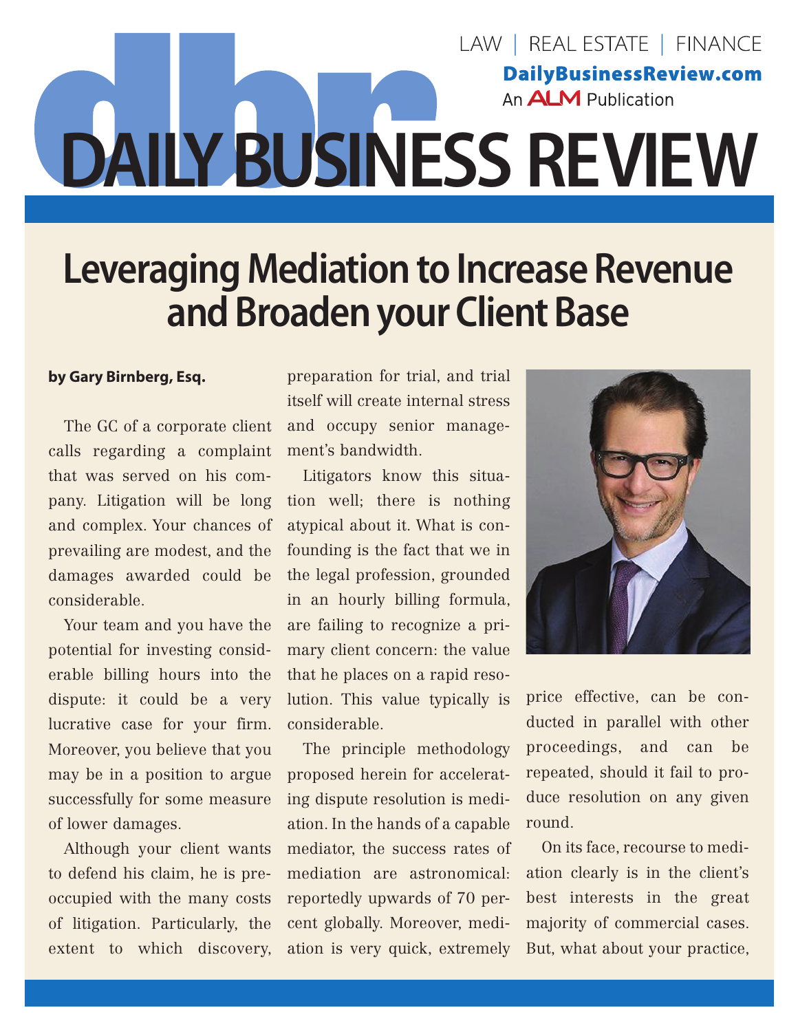# DAILY BUSINESS REVIEW

LAW | REAL ESTATE | FINANCE

DailyBusinessReview.com

An ALM Publication

## Leveraging Mediation to Increase Revenue and Broaden your Client Base

**by Gary Birnberg, Esq.**

The GC of a corporate client calls regarding a complaint that was served on his company. Litigation will be long and complex. Your chances of prevailing are modest, and the damages awarded could be considerable.

Your team and you have the potential for investing considerable billing hours into the dispute: it could be a very lucrative case for your firm. Moreover, you believe that you may be in a position to argue successfully for some measure of lower damages.

Although your client wants to defend his claim, he is preoccupied with the many costs of litigation. Particularly, the extent to which discovery, preparation for trial, and trial itself will create internal stress and occupy senior management's bandwidth.

Litigators know this situation well; there is nothing atypical about it. What is confounding is the fact that we in the legal profession, grounded in an hourly billing formula, are failing to recognize a primary client concern: the value that he places on a rapid resolution. This value typically is considerable.

The principle methodology proposed herein for accelerating dispute resolution is mediation. In the hands of a capable mediator, the success rates of mediation are astronomical: reportedly upwards of 70 percent globally. Moreover, mediation is very quick, extremely price effective, can be conducted in parallel with other proceedings, and can be repeated, should it fail to produce resolution on any given round.

On its face, recourse to mediation clearly is in the client's best interests in the great majority of commercial cases. But, what about your practice,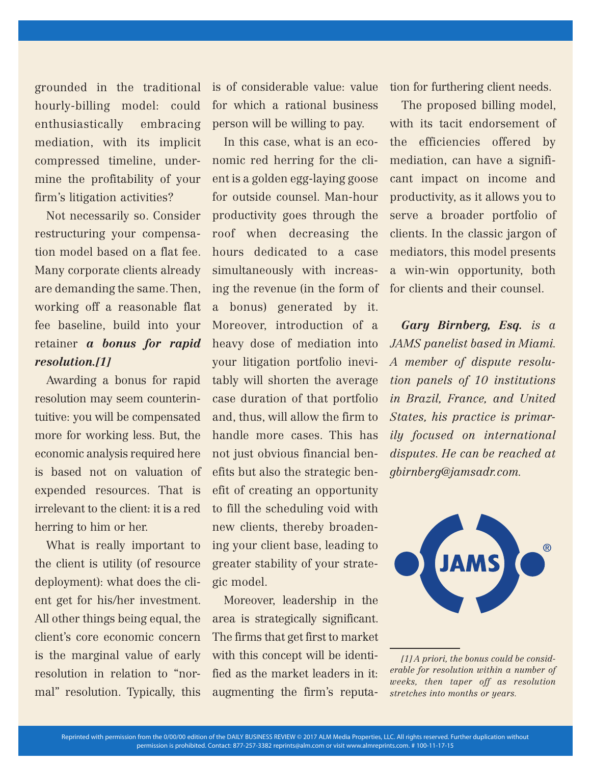grounded in the traditional hourly-billing model: could enthusiastically embracing mediation, with its implicit compressed timeline, undermine the profitability of your firm's litigation activities?

Not necessarily so. Consider restructuring your compensation model based on a flat fee. Many corporate clients already are demanding the same. Then, working off a reasonable flat fee baseline, build into your retainer ***a bonus for rapid resolution.[1]***

Awarding a bonus for rapid resolution may seem counterintuitive: you will be compensated more for working less. But, the economic analysis required here is based not on valuation of expended resources. That is irrelevant to the client: it is a red herring to him or her.

What is really important to the client is utility (of resource deployment): what does the client get for his/her investment. All other things being equal, the client's core economic concern is the marginal value of early resolution in relation to "normal" resolution. Typically, this is of considerable value: value for which a rational business person will be willing to pay.

In this case, what is an economic red herring for the client is a golden egg-laying goose for outside counsel. Man-hour productivity goes through the roof when decreasing the hours dedicated to a case simultaneously with increasing the revenue (in the form of a bonus) generated by it. Moreover, introduction of a heavy dose of mediation into your litigation portfolio inevitably will shorten the average case duration of that portfolio and, thus, will allow the firm to handle more cases. This has not just obvious financial benefits but also the strategic benefit of creating an opportunity to fill the scheduling void with new clients, thereby broadening your client base, leading to greater stability of your strategic model.

Moreover, leadership in the area is strategically significant. The firms that get first to market with this concept will be identified as the market leaders in it: augmenting the firm's reputation for furthering client needs.

The proposed billing model, with its tacit endorsement of the efficiencies offered by mediation, can have a significant impact on income and productivity, as it allows you to serve a broader portfolio of clients. In the classic jargon of mediators, this model presents a win-win opportunity, both for clients and their counsel.

***Gary Birnberg, Esq.*** *is a JAMS panelist based in Miami. A member of dispute resolution panels of 10 institutions in Brazil, France, and United States, his practice is primarily focused on international disputes. He can be reached at gbirnberg@jamsadr.com.*

JAMS®

*[1] A priori, the bonus could be considerable for resolution within a number of weeks, then taper off as resolution stretches into months or years.*

Reprinted with permission from the 0/00/00 edition of the DAILY BUSINESS REVIEW © 2017 ALM Media Properties, LLC. All rights reserved. Further duplication without permission is prohibited. Contact: 877-257-3382 reprints@alm.com or visit www.almreprints.com. # 100-11-17-15